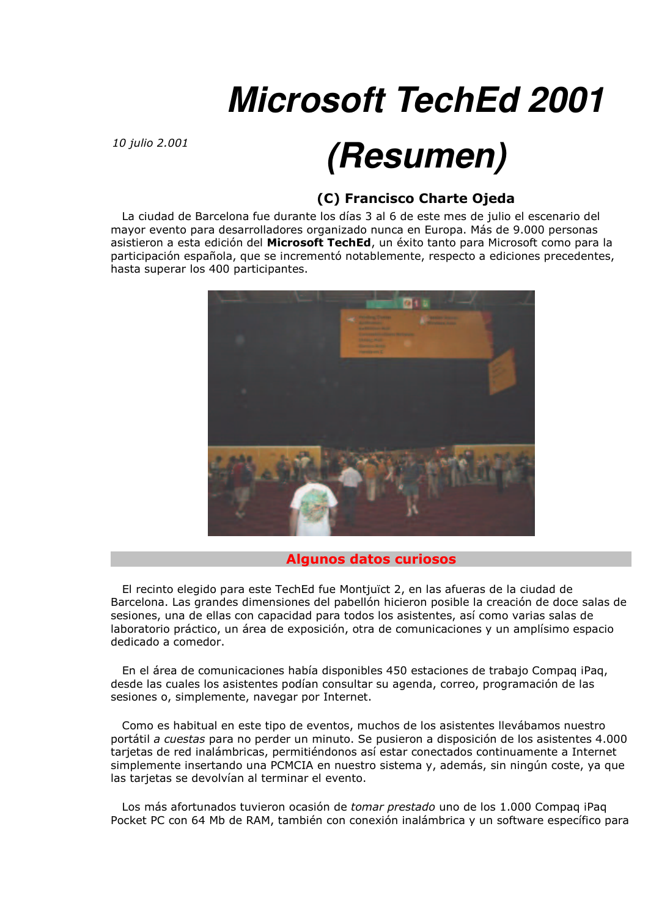# Microsoft TechEd 2001 (Resumen)

*10 julio 2.001*

**(C) Francisco Charte Ojeda**

La ciudad de Barcelona fue durante los días 3 al 6 de este mes de julio el escenario del mayor evento para desarrolladores organizado nunca en Europa. Más de 9.000 personas asistieron a esta edición del **Microsoft TechEd**, un éxito tanto para Microsoft como para la participación española, que se incrementó notablemente, respecto a ediciones precedentes, hasta superar los 400 participantes.

## Algunos datos curiosos

El recinto elegido para este TechEd fue Montjuïct 2, en las afueras de la ciudad de Barcelona. Las grandes dimensiones del pabellón hicieron posible la creación de doce salas de sesiones, una de ellas con capacidad para todos los asistentes, así como varias salas de laboratorio práctico, un área de exposición, otra de comunicaciones y un amplísimo espacio dedicado a comedor.

En el área de comunicaciones había disponibles 450 estaciones de trabajo Compaq iPaq, desde las cuales los asistentes podían consultar su agenda, correo, programación de las sesiones o, simplemente, navegar por Internet.

Como es habitual en este tipo de eventos, muchos de los asistentes llevábamos nuestro portátil *a cuestas* para no perder un minuto. Se pusieron a disposición de los asistentes 4.000 tarjetas de red inalámbricas, permitiéndonos así estar conectados continuamente a Internet simplemente insertando una PCMCIA en nuestro sistema y, además, sin ningún coste, ya que las tarjetas se devolvían al terminar el evento.

Los más afortunados tuvieron ocasión de *tomar prestado* uno de los 1.000 Compaq iPaq Pocket PC con 64 Mb de RAM, también con conexión inalámbrica y un software específico para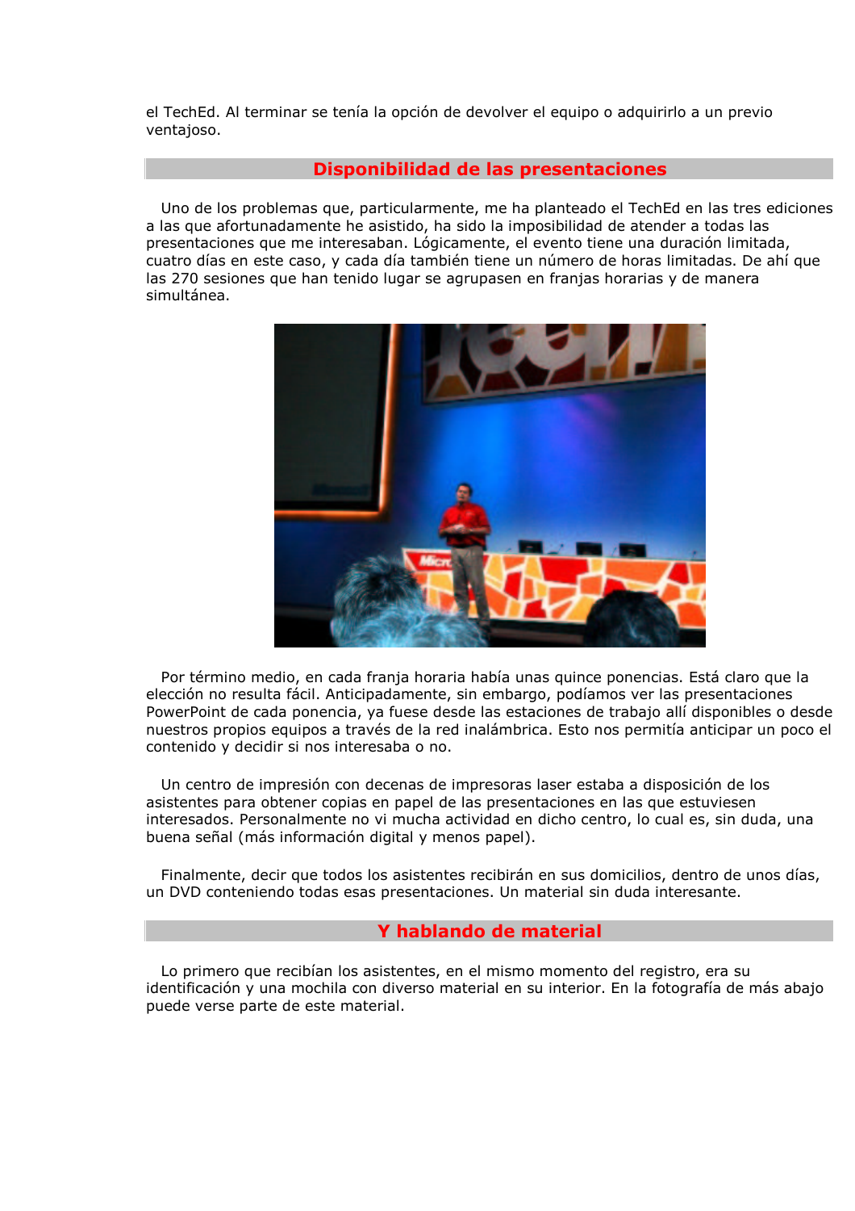el TechEd. Al terminar se tenía la opción de devolver el equipo o adquirirlo a un previo ventajoso.

## Disponibilidad de las presentaciones

Uno de los problemas que, particularmente, me ha planteado el TechEd en las tres ediciones a las que afortunadamente he asistido, ha sido la imposibilidad de atender a todas las presentaciones que me interesaban. Lógicamente, el evento tiene una duración limitada, cuatro días en este caso, y cada día también tiene un número de horas limitadas. De ahí que las 270 sesiones que han tenido lugar se agrupasen en franjas horarias y de manera simultánea.

Por término medio, en cada franja horaria había unas quince ponencias. Está claro que la elección no resulta fácil. Anticipadamente, sin embargo, podíamos ver las presentaciones PowerPoint de cada ponencia, ya fuese desde las estaciones de trabajo allí disponibles o desde nuestros propios equipos a través de la red inalámbrica. Esto nos permitía anticipar un poco el contenido y decidir si nos interesaba o no.

Un centro de impresión con decenas de impresoras laser estaba a disposición de los asistentes para obtener copias en papel de las presentaciones en las que estuviesen interesados. Personalmente no vi mucha actividad en dicho centro, lo cual es, sin duda, una buena señal (más información digital y menos papel).

Finalmente, decir que todos los asistentes recibirán en sus domicilios, dentro de unos días, un DVD conteniendo todas esas presentaciones. Un material sin duda interesante.

## Y hablando de material

Lo primero que recibían los asistentes, en el mismo momento del registro, era su identificación y una mochila con diverso material en su interior. En la fotografía de más abajo puede verse parte de este material.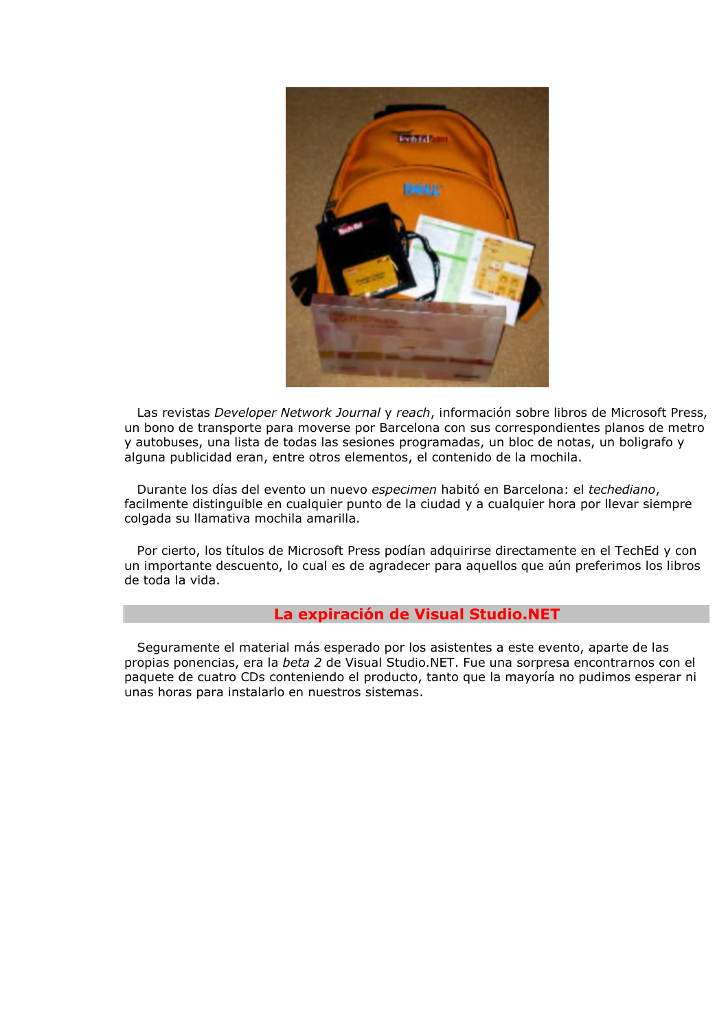Las revistas *Developer Network Journal* y *reach*, información sobre libros de Microsoft Press, un bono de transporte para moverse por Barcelona con sus correspondientes planos de metro y autobuses, una lista de todas las sesiones programadas, un bloc de notas, un boligrafo y alguna publicidad eran, entre otros elementos, el contenido de la mochila.

Durante los días del evento un nuevo *especimen* habitó en Barcelona: el *techediano*, facilmente distinguible en cualquier punto de la ciudad y a cualquier hora por llevar siempre colgada su llamativa mochila amarilla.

Por cierto, los títulos de Microsoft Press podían adquirirse directamente en el TechEd y con un importante descuento, lo cual es de agradecer para aquellos que aún preferimos los libros de toda la vida.

## La expiración de Visual Studio.NET

Seguramente el material más esperado por los asistentes a este evento, aparte de las propias ponencias, era la *beta 2* de Visual Studio.NET. Fue una sorpresa encontrarnos con el paquete de cuatro CDs conteniendo el producto, tanto que la mayoría no pudimos esperar ni unas horas para instalarlo en nuestros sistemas.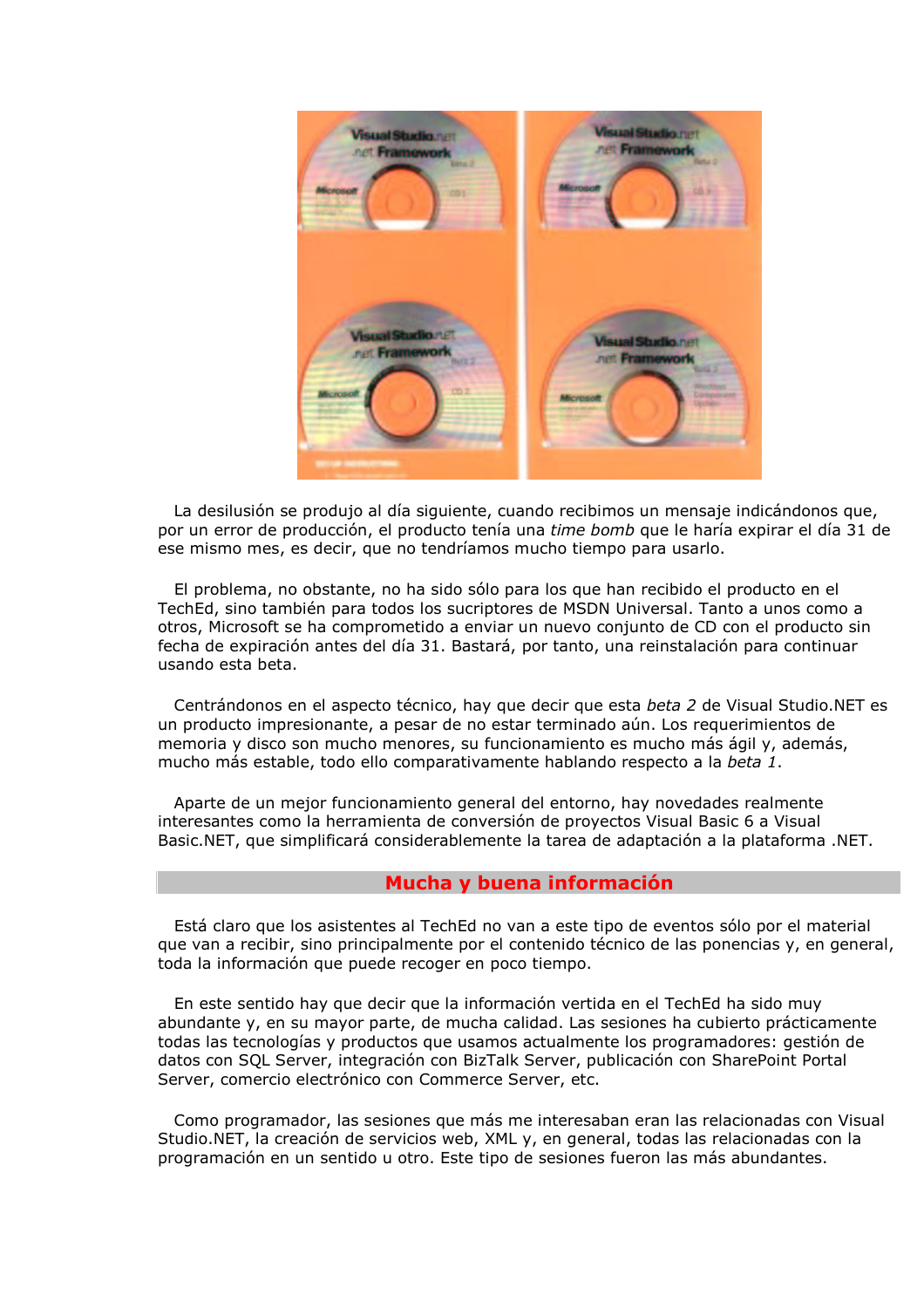La desilusión se produjo al día siguiente, cuando recibimos un mensaje indicándonos que, por un error de producción, el producto tenía una *time bomb* que le haría expirar el día 31 de ese mismo mes, es decir, que no tendríamos mucho tiempo para usarlo.

El problema, no obstante, no ha sido sólo para los que han recibido el producto en el TechEd, sino también para todos los sucriptores de MSDN Universal. Tanto a unos como a otros, Microsoft se ha comprometido a enviar un nuevo conjunto de CD con el producto sin fecha de expiración antes del día 31. Bastará, por tanto, una reinstalación para continuar usando esta beta.

Centrándonos en el aspecto técnico, hay que decir que esta *beta 2* de Visual Studio.NET es un producto impresionante, a pesar de no estar terminado aún. Los requerimientos de memoria y disco son mucho menores, su funcionamiento es mucho más ágil y, además, mucho más estable, todo ello comparativamente hablando respecto a la *beta 1*.

Aparte de un mejor funcionamiento general del entorno, hay novedades realmente interesantes como la herramienta de conversión de proyectos Visual Basic 6 a Visual Basic.NET, que simplificará considerablemente la tarea de adaptación a la plataforma .NET.

## Mucha y buena información

Está claro que los asistentes al TechEd no van a este tipo de eventos sólo por el material que van a recibir, sino principalmente por el contenido técnico de las ponencias y, en general, toda la información que puede recoger en poco tiempo.

En este sentido hay que decir que la información vertida en el TechEd ha sido muy abundante y, en su mayor parte, de mucha calidad. Las sesiones ha cubierto prácticamente todas las tecnologías y productos que usamos actualmente los programadores: gestión de datos con SQL Server, integración con BizTalk Server, publicación con SharePoint Portal Server, comercio electrónico con Commerce Server, etc.

Como programador, las sesiones que más me interesaban eran las relacionadas con Visual Studio.NET, la creación de servicios web, XML y, en general, todas las relacionadas con la programación en un sentido u otro. Este tipo de sesiones fueron las más abundantes.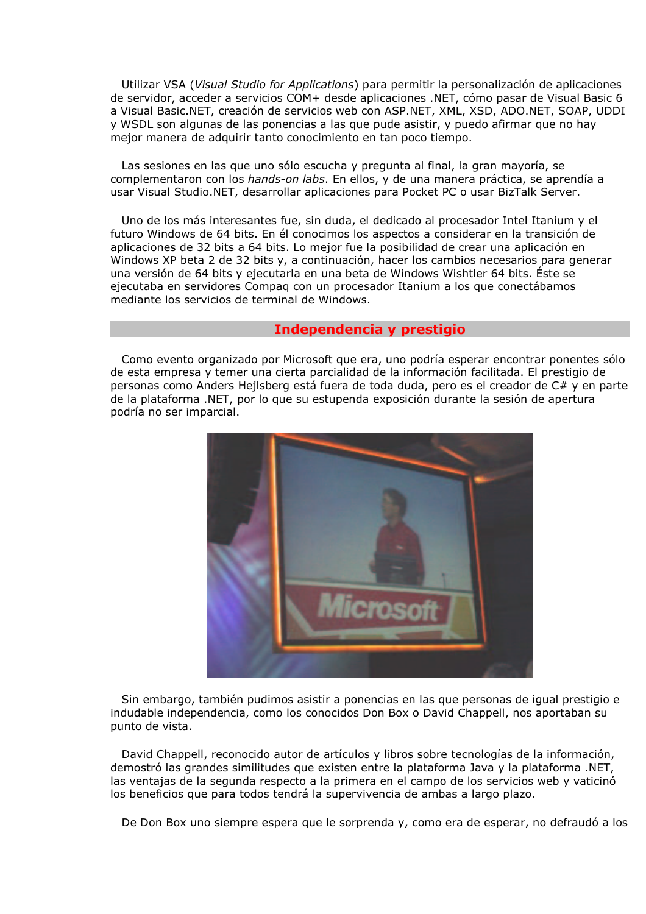Utilizar VSA (*Visual Studio for Applications*) para permitir la personalización de aplicaciones de servidor, acceder a servicios COM+ desde aplicaciones .NET, cómo pasar de Visual Basic 6 a Visual Basic.NET, creación de servicios web con ASP.NET, XML, XSD, ADO.NET, SOAP, UDDI y WSDL son algunas de las ponencias a las que pude asistir, y puedo afirmar que no hay mejor manera de adquirir tanto conocimiento en tan poco tiempo.

Las sesiones en las que uno sólo escucha y pregunta al final, la gran mayoría, se complementaron con los *hands-on labs*. En ellos, y de una manera práctica, se aprendía a usar Visual Studio.NET, desarrollar aplicaciones para Pocket PC o usar BizTalk Server.

Uno de los más interesantes fue, sin duda, el dedicado al procesador Intel Itanium y el futuro Windows de 64 bits. En él conocimos los aspectos a considerar en la transición de aplicaciones de 32 bits a 64 bits. Lo mejor fue la posibilidad de crear una aplicación en Windows XP beta 2 de 32 bits y, a continuación, hacer los cambios necesarios para generar una versión de 64 bits y ejecutarla en una beta de Windows Wishtler 64 bits. Éste se ejecutaba en servidores Compaq con un procesador Itanium a los que conectábamos mediante los servicios de terminal de Windows.

## Independencia y prestigio

Como evento organizado por Microsoft que era, uno podría esperar encontrar ponentes sólo de esta empresa y temer una cierta parcialidad de la información facilitada. El prestigio de personas como Anders Hejlsberg está fuera de toda duda, pero es el creador de C# y en parte de la plataforma .NET, por lo que su estupenda exposición durante la sesión de apertura podría no ser imparcial.

Sin embargo, también pudimos asistir a ponencias en las que personas de igual prestigio e indudable independencia, como los conocidos Don Box o David Chappell, nos aportaban su punto de vista.

David Chappell, reconocido autor de artículos y libros sobre tecnologías de la información, demostró las grandes similitudes que existen entre la plataforma Java y la plataforma .NET, las ventajas de la segunda respecto a la primera en el campo de los servicios web y vaticinó los beneficios que para todos tendrá la supervivencia de ambas a largo plazo.

De Don Box uno siempre espera que le sorprenda y, como era de esperar, no defraudó a los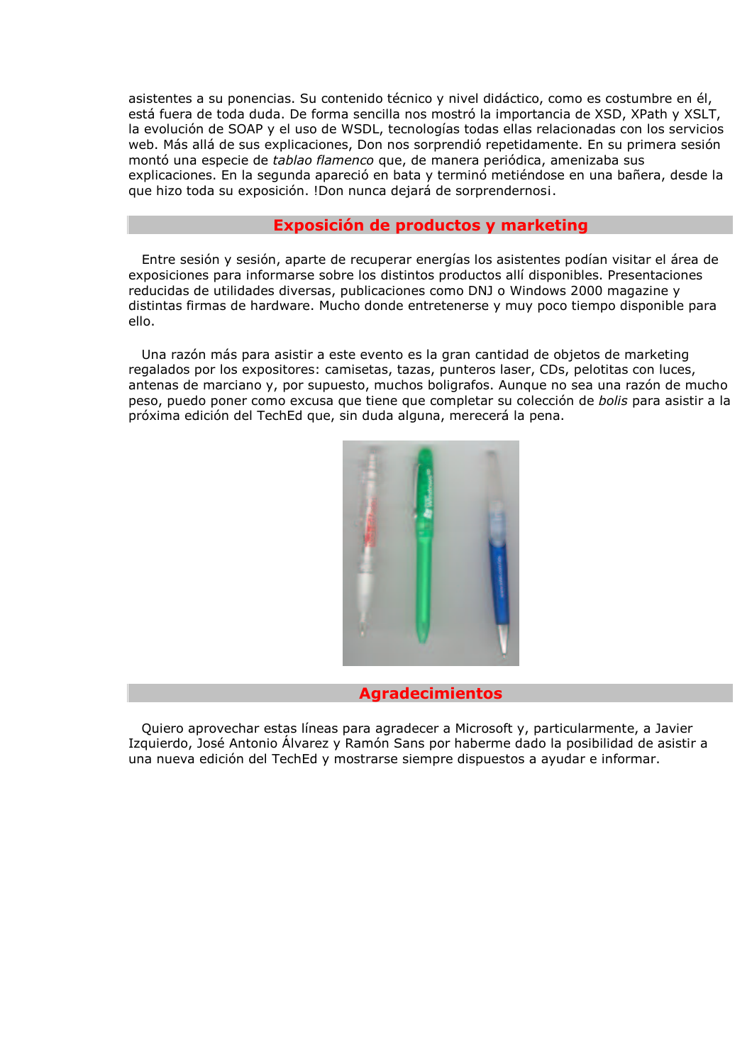asistentes a su ponencias. Su contenido técnico y nivel didáctico, como es costumbre en él, está fuera de toda duda. De forma sencilla nos mostró la importancia de XSD, XPath y XSLT, la evolución de SOAP y el uso de WSDL, tecnologías todas ellas relacionadas con los servicios web. Más allá de sus explicaciones, Don nos sorprendió repetidamente. En su primera sesión montó una especie de *tablao flamenco* que, de manera periódica, amenizaba sus explicaciones. En la segunda apareció en bata y terminó metiéndose en una bañera, desde la que hizo toda su exposición. !Don nunca dejará de sorprendernosi.

## Exposición de productos y marketing

Entre sesión y sesión, aparte de recuperar energías los asistentes podían visitar el área de exposiciones para informarse sobre los distintos productos allí disponibles. Presentaciones reducidas de utilidades diversas, publicaciones como DNJ o Windows 2000 magazine y distintas firmas de hardware. Mucho donde entretenerse y muy poco tiempo disponible para ello.

Una razón más para asistir a este evento es la gran cantidad de objetos de marketing regalados por los expositores: camisetas, tazas, punteros laser, CDs, pelotitas con luces, antenas de marciano y, por supuesto, muchos boligrafos. Aunque no sea una razón de mucho peso, puedo poner como excusa que tiene que completar su colección de *bolis* para asistir a la próxima edición del TechEd que, sin duda alguna, merecerá la pena.

## Agradecimientos

Quiero aprovechar estas líneas para agradecer a Microsoft y, particularmente, a Javier Izquierdo, José Antonio Álvarez y Ramón Sans por haberme dado la posibilidad de asistir a una nueva edición del TechEd y mostrarse siempre dispuestos a ayudar e informar.